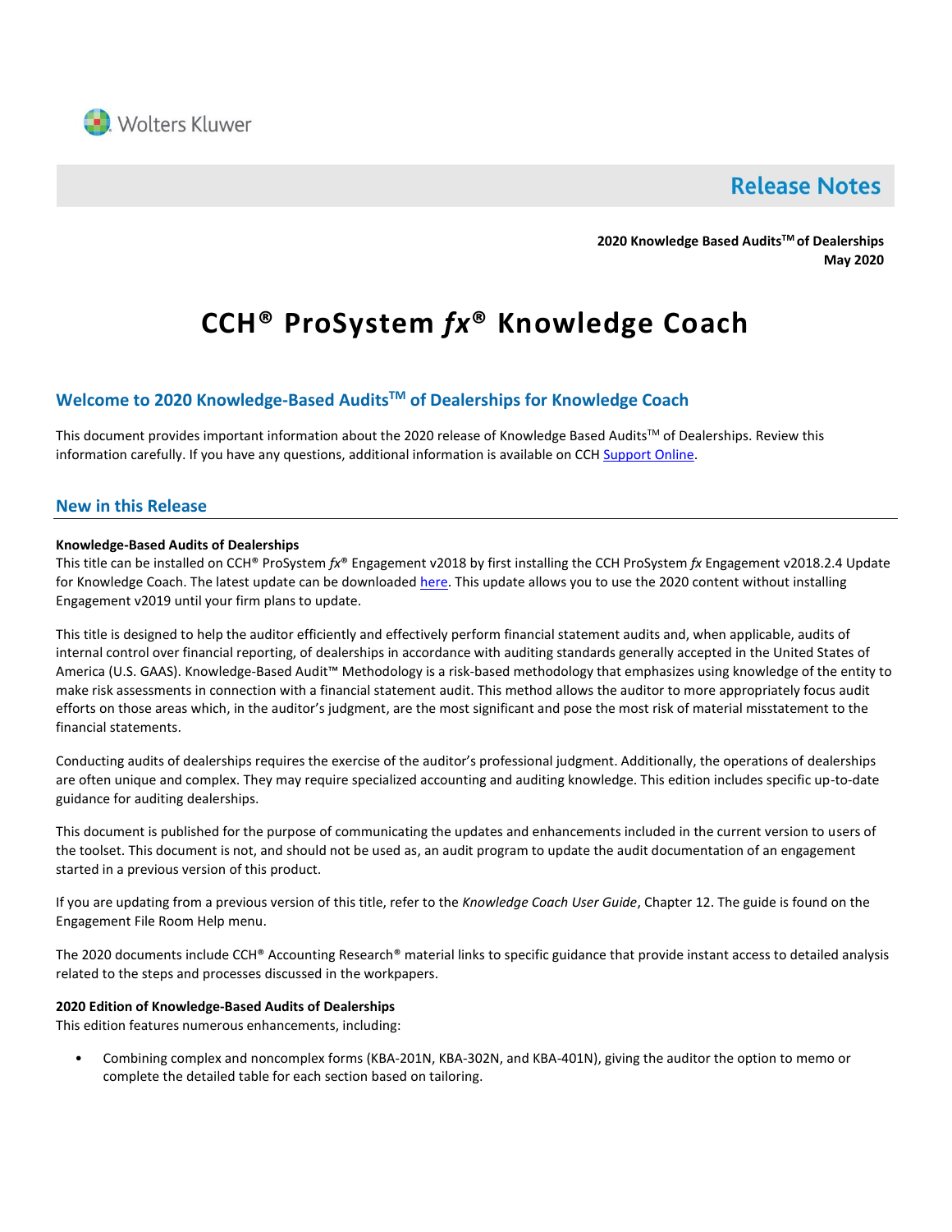Wolters Kluwer

# Release Notes

**2020 Knowledge Based Audits™ of Dealerships**
**May 2020**

# CCH® ProSystem *fx*® Knowledge Coach

## Welcome to 2020 Knowledge-Based Audits™ of Dealerships for Knowledge Coach

This document provides important information about the 2020 release of Knowledge Based Audits™ of Dealerships. Review this information carefully. If you have any questions, additional information is available on CCH Support Online.

## New in this Release

**Knowledge-Based Audits of Dealerships**

This title can be installed on CCH® ProSystem *fx*® Engagement v2018 by first installing the CCH ProSystem *fx* Engagement v2018.2.4 Update for Knowledge Coach. The latest update can be downloaded here. This update allows you to use the 2020 content without installing Engagement v2019 until your firm plans to update.

This title is designed to help the auditor efficiently and effectively perform financial statement audits and, when applicable, audits of internal control over financial reporting, of dealerships in accordance with auditing standards generally accepted in the United States of America (U.S. GAAS). Knowledge-Based Audit™ Methodology is a risk-based methodology that emphasizes using knowledge of the entity to make risk assessments in connection with a financial statement audit. This method allows the auditor to more appropriately focus audit efforts on those areas which, in the auditor's judgment, are the most significant and pose the most risk of material misstatement to the financial statements.

Conducting audits of dealerships requires the exercise of the auditor's professional judgment. Additionally, the operations of dealerships are often unique and complex. They may require specialized accounting and auditing knowledge. This edition includes specific up-to-date guidance for auditing dealerships.

This document is published for the purpose of communicating the updates and enhancements included in the current version to users of the toolset. This document is not, and should not be used as, an audit program to update the audit documentation of an engagement started in a previous version of this product.

If you are updating from a previous version of this title, refer to the *Knowledge Coach User Guide*, Chapter 12. The guide is found on the Engagement File Room Help menu.

The 2020 documents include CCH® Accounting Research® material links to specific guidance that provide instant access to detailed analysis related to the steps and processes discussed in the workpapers.

**2020 Edition of Knowledge-Based Audits of Dealerships**

This edition features numerous enhancements, including:

- Combining complex and noncomplex forms (KBA-201N, KBA-302N, and KBA-401N), giving the auditor the option to memo or complete the detailed table for each section based on tailoring.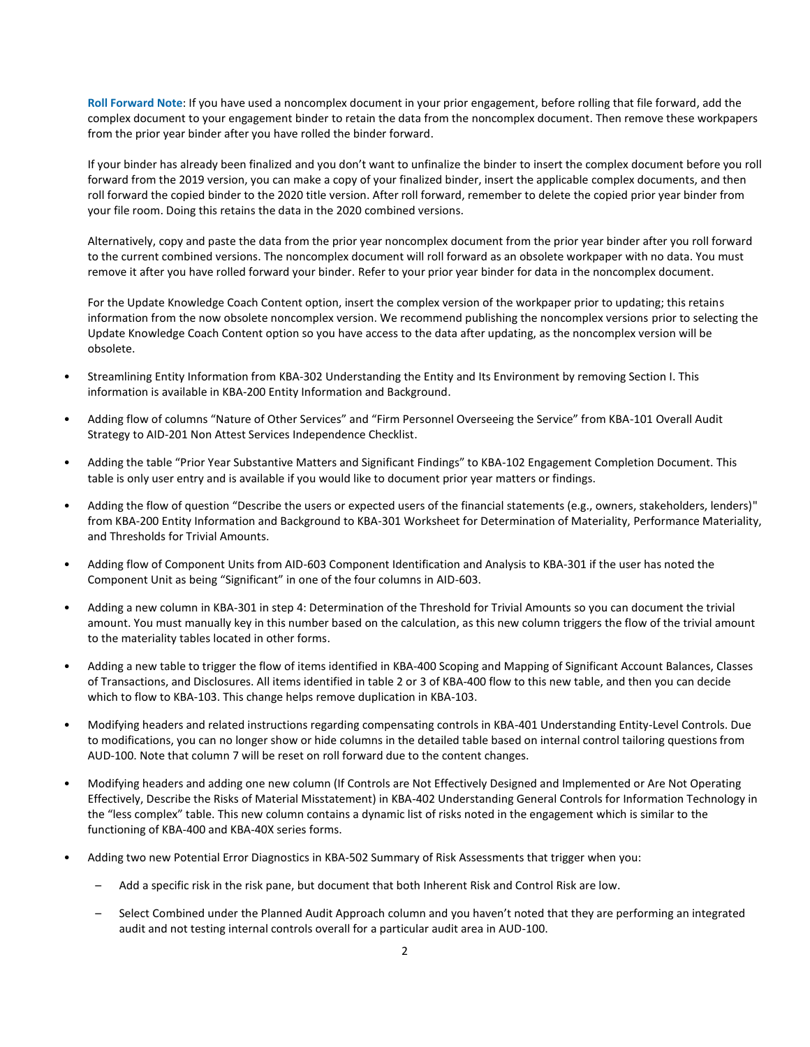**Roll Forward Note**: If you have used a noncomplex document in your prior engagement, before rolling that file forward, add the complex document to your engagement binder to retain the data from the noncomplex document. Then remove these workpapers from the prior year binder after you have rolled the binder forward.

If your binder has already been finalized and you don't want to unfinalize the binder to insert the complex document before you roll forward from the 2019 version, you can make a copy of your finalized binder, insert the applicable complex documents, and then roll forward the copied binder to the 2020 title version. After roll forward, remember to delete the copied prior year binder from your file room. Doing this retains the data in the 2020 combined versions.

Alternatively, copy and paste the data from the prior year noncomplex document from the prior year binder after you roll forward to the current combined versions. The noncomplex document will roll forward as an obsolete workpaper with no data. You must remove it after you have rolled forward your binder. Refer to your prior year binder for data in the noncomplex document.

For the Update Knowledge Coach Content option, insert the complex version of the workpaper prior to updating; this retains information from the now obsolete noncomplex version. We recommend publishing the noncomplex versions prior to selecting the Update Knowledge Coach Content option so you have access to the data after updating, as the noncomplex version will be obsolete.

- Streamlining Entity Information from KBA-302 Understanding the Entity and Its Environment by removing Section I. This information is available in KBA-200 Entity Information and Background.
- Adding flow of columns "Nature of Other Services" and "Firm Personnel Overseeing the Service" from KBA-101 Overall Audit Strategy to AID-201 Non Attest Services Independence Checklist.
- Adding the table "Prior Year Substantive Matters and Significant Findings" to KBA-102 Engagement Completion Document. This table is only user entry and is available if you would like to document prior year matters or findings.
- Adding the flow of question "Describe the users or expected users of the financial statements (e.g., owners, stakeholders, lenders)" from KBA-200 Entity Information and Background to KBA-301 Worksheet for Determination of Materiality, Performance Materiality, and Thresholds for Trivial Amounts.
- Adding flow of Component Units from AID-603 Component Identification and Analysis to KBA-301 if the user has noted the Component Unit as being "Significant" in one of the four columns in AID-603.
- Adding a new column in KBA-301 in step 4: Determination of the Threshold for Trivial Amounts so you can document the trivial amount. You must manually key in this number based on the calculation, as this new column triggers the flow of the trivial amount to the materiality tables located in other forms.
- Adding a new table to trigger the flow of items identified in KBA-400 Scoping and Mapping of Significant Account Balances, Classes of Transactions, and Disclosures. All items identified in table 2 or 3 of KBA-400 flow to this new table, and then you can decide which to flow to KBA-103. This change helps remove duplication in KBA-103.
- Modifying headers and related instructions regarding compensating controls in KBA-401 Understanding Entity-Level Controls. Due to modifications, you can no longer show or hide columns in the detailed table based on internal control tailoring questions from AUD-100. Note that column 7 will be reset on roll forward due to the content changes.
- Modifying headers and adding one new column (If Controls are Not Effectively Designed and Implemented or Are Not Operating Effectively, Describe the Risks of Material Misstatement) in KBA-402 Understanding General Controls for Information Technology in the "less complex" table. This new column contains a dynamic list of risks noted in the engagement which is similar to the functioning of KBA-400 and KBA-40X series forms.
- Adding two new Potential Error Diagnostics in KBA-502 Summary of Risk Assessments that trigger when you:
  - Add a specific risk in the risk pane, but document that both Inherent Risk and Control Risk are low.
  - Select Combined under the Planned Audit Approach column and you haven't noted that they are performing an integrated audit and not testing internal controls overall for a particular audit area in AUD-100.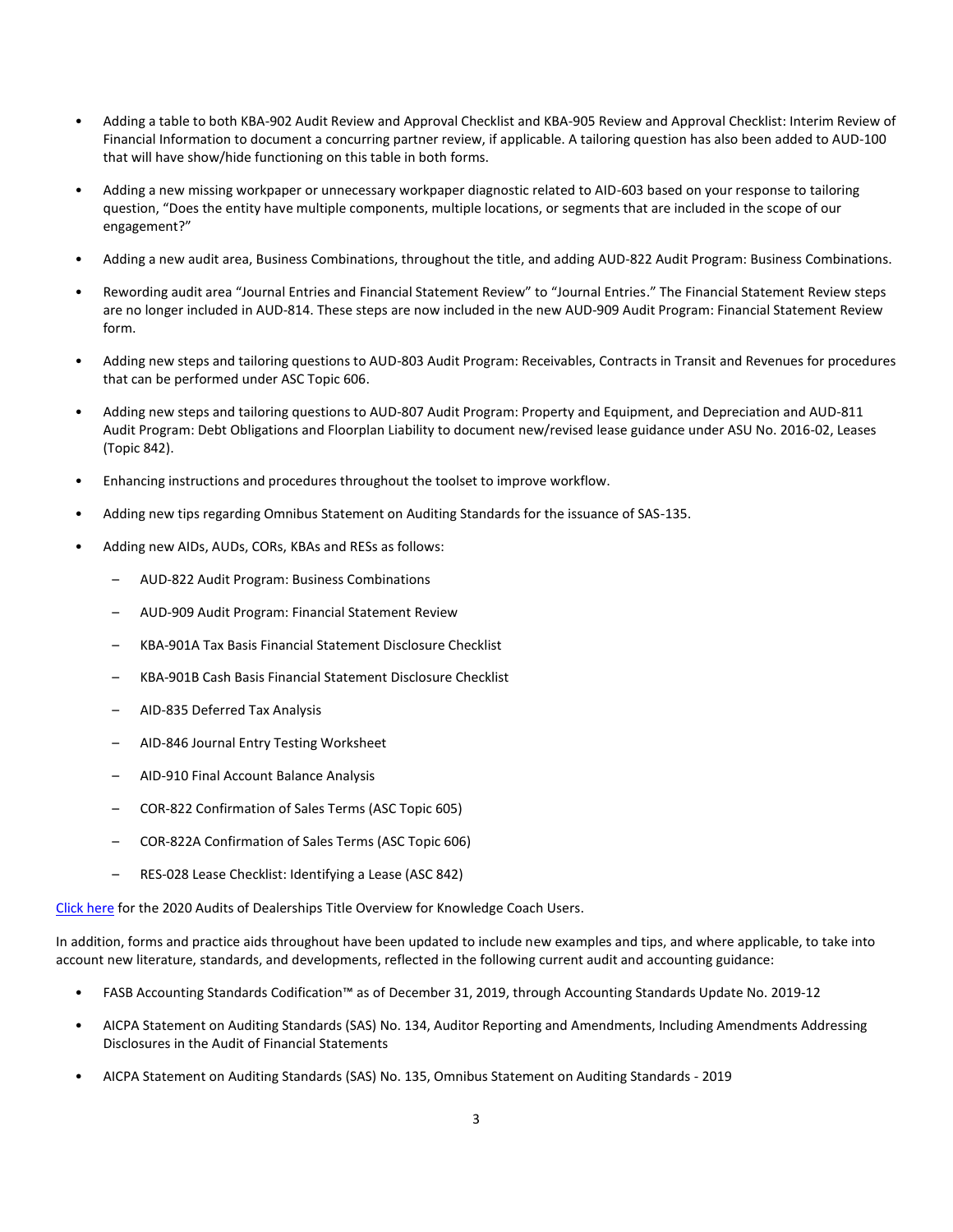- Adding a table to both KBA-902 Audit Review and Approval Checklist and KBA-905 Review and Approval Checklist: Interim Review of Financial Information to document a concurring partner review, if applicable. A tailoring question has also been added to AUD-100 that will have show/hide functioning on this table in both forms.

- Adding a new missing workpaper or unnecessary workpaper diagnostic related to AID-603 based on your response to tailoring question, "Does the entity have multiple components, multiple locations, or segments that are included in the scope of our engagement?"

- Adding a new audit area, Business Combinations, throughout the title, and adding AUD-822 Audit Program: Business Combinations.

- Rewording audit area "Journal Entries and Financial Statement Review" to "Journal Entries." The Financial Statement Review steps are no longer included in AUD-814. These steps are now included in the new AUD-909 Audit Program: Financial Statement Review form.

- Adding new steps and tailoring questions to AUD-803 Audit Program: Receivables, Contracts in Transit and Revenues for procedures that can be performed under ASC Topic 606.

- Adding new steps and tailoring questions to AUD-807 Audit Program: Property and Equipment, and Depreciation and AUD-811 Audit Program: Debt Obligations and Floorplan Liability to document new/revised lease guidance under ASU No. 2016-02, Leases (Topic 842).

- Enhancing instructions and procedures throughout the toolset to improve workflow.

- Adding new tips regarding Omnibus Statement on Auditing Standards for the issuance of SAS-135.

- Adding new AIDs, AUDs, CORs, KBAs and RESs as follows:

  – AUD-822 Audit Program: Business Combinations

  – AUD-909 Audit Program: Financial Statement Review

  – KBA-901A Tax Basis Financial Statement Disclosure Checklist

  – KBA-901B Cash Basis Financial Statement Disclosure Checklist

  – AID-835 Deferred Tax Analysis

  – AID-846 Journal Entry Testing Worksheet

  – AID-910 Final Account Balance Analysis

  – COR-822 Confirmation of Sales Terms (ASC Topic 605)

  – COR-822A Confirmation of Sales Terms (ASC Topic 606)

  – RES-028 Lease Checklist: Identifying a Lease (ASC 842)

Click here for the 2020 Audits of Dealerships Title Overview for Knowledge Coach Users.

In addition, forms and practice aids throughout have been updated to include new examples and tips, and where applicable, to take into account new literature, standards, and developments, reflected in the following current audit and accounting guidance:

- FASB Accounting Standards Codification™ as of December 31, 2019, through Accounting Standards Update No. 2019-12

- AICPA Statement on Auditing Standards (SAS) No. 134, Auditor Reporting and Amendments, Including Amendments Addressing Disclosures in the Audit of Financial Statements

- AICPA Statement on Auditing Standards (SAS) No. 135, Omnibus Statement on Auditing Standards - 2019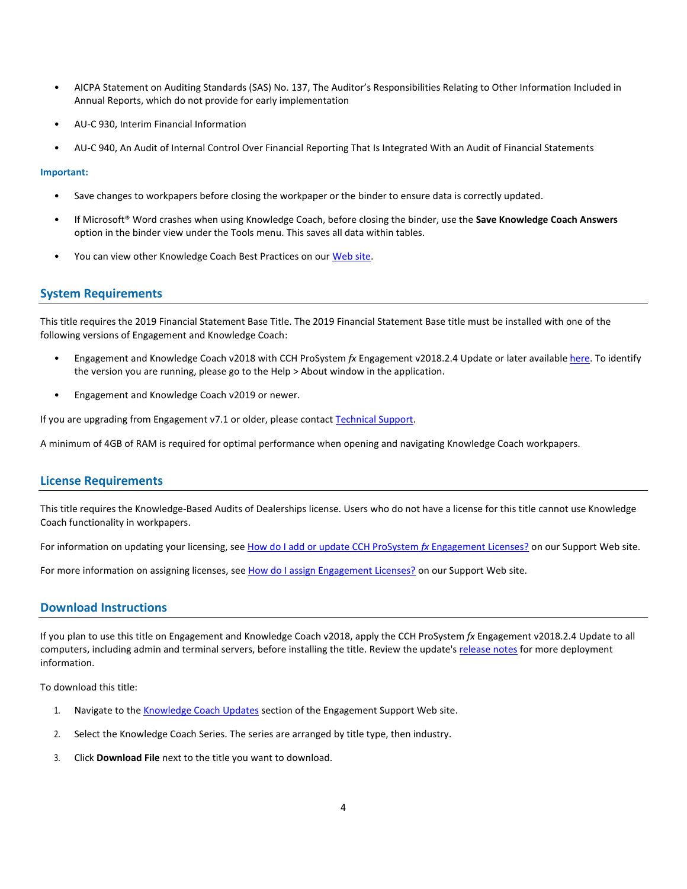- AICPA Statement on Auditing Standards (SAS) No. 137, The Auditor's Responsibilities Relating to Other Information Included in Annual Reports, which do not provide for early implementation
- AU-C 930, Interim Financial Information
- AU-C 940, An Audit of Internal Control Over Financial Reporting That Is Integrated With an Audit of Financial Statements

**Important:**

- Save changes to workpapers before closing the workpaper or the binder to ensure data is correctly updated.
- If Microsoft® Word crashes when using Knowledge Coach, before closing the binder, use the **Save Knowledge Coach Answers** option in the binder view under the Tools menu. This saves all data within tables.
- You can view other Knowledge Coach Best Practices on our Web site.

## System Requirements

This title requires the 2019 Financial Statement Base Title. The 2019 Financial Statement Base title must be installed with one of the following versions of Engagement and Knowledge Coach:

- Engagement and Knowledge Coach v2018 with CCH ProSystem *fx* Engagement v2018.2.4 Update or later available here. To identify the version you are running, please go to the Help > About window in the application.
- Engagement and Knowledge Coach v2019 or newer.

If you are upgrading from Engagement v7.1 or older, please contact Technical Support.

A minimum of 4GB of RAM is required for optimal performance when opening and navigating Knowledge Coach workpapers.

## License Requirements

This title requires the Knowledge-Based Audits of Dealerships license. Users who do not have a license for this title cannot use Knowledge Coach functionality in workpapers.

For information on updating your licensing, see How do I add or update CCH ProSystem *fx* Engagement Licenses? on our Support Web site.

For more information on assigning licenses, see How do I assign Engagement Licenses? on our Support Web site.

## Download Instructions

If you plan to use this title on Engagement and Knowledge Coach v2018, apply the CCH ProSystem *fx* Engagement v2018.2.4 Update to all computers, including admin and terminal servers, before installing the title. Review the update's release notes for more deployment information.

To download this title:

1. Navigate to the Knowledge Coach Updates section of the Engagement Support Web site.
2. Select the Knowledge Coach Series. The series are arranged by title type, then industry.
3. Click **Download File** next to the title you want to download.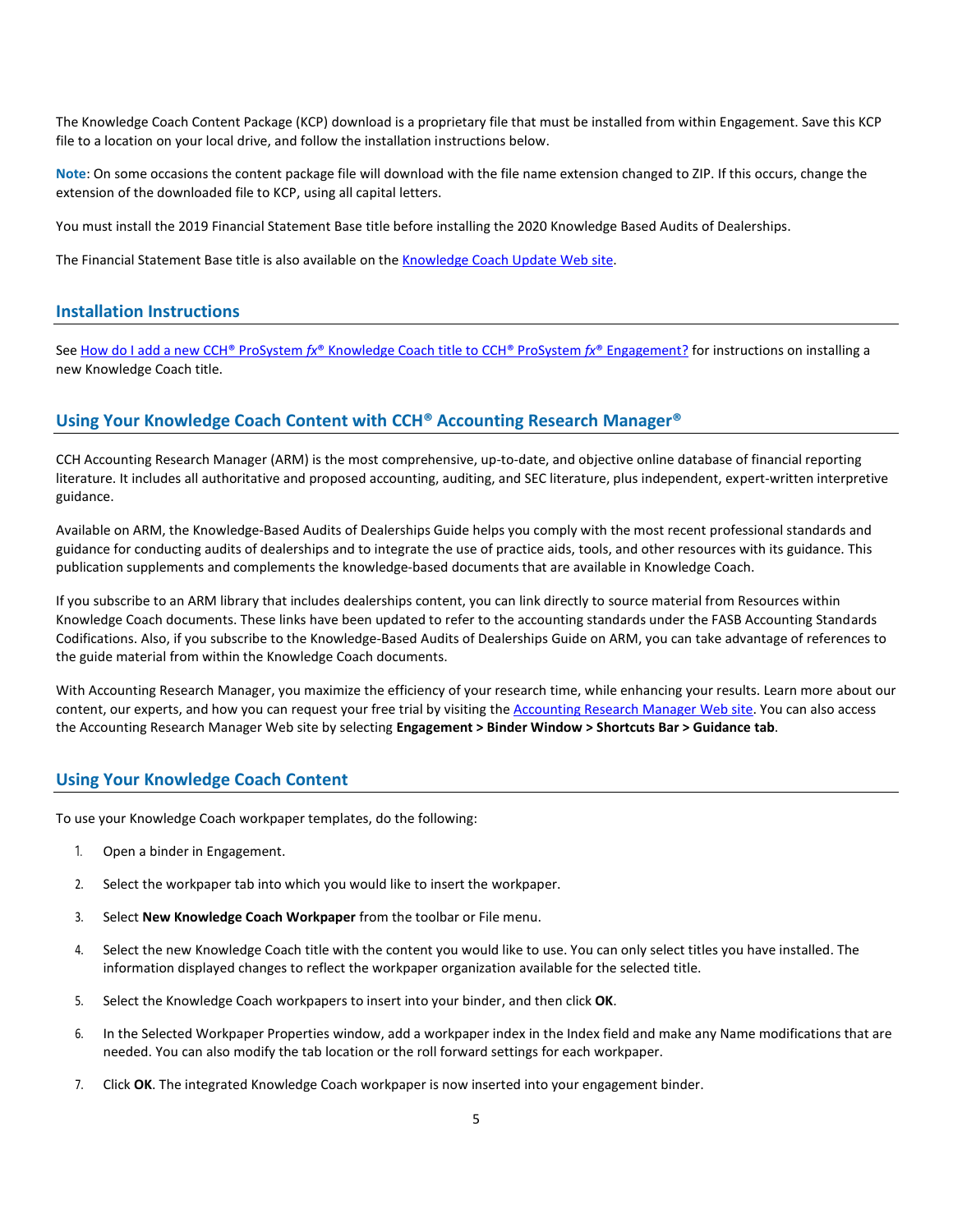The Knowledge Coach Content Package (KCP) download is a proprietary file that must be installed from within Engagement. Save this KCP file to a location on your local drive, and follow the installation instructions below.

**Note**: On some occasions the content package file will download with the file name extension changed to ZIP. If this occurs, change the extension of the downloaded file to KCP, using all capital letters.

You must install the 2019 Financial Statement Base title before installing the 2020 Knowledge Based Audits of Dealerships.

The Financial Statement Base title is also available on the Knowledge Coach Update Web site.

## Installation Instructions

See How do I add a new CCH® ProSystem *fx*® Knowledge Coach title to CCH® ProSystem *fx*® Engagement? for instructions on installing a new Knowledge Coach title.

## Using Your Knowledge Coach Content with CCH® Accounting Research Manager®

CCH Accounting Research Manager (ARM) is the most comprehensive, up-to-date, and objective online database of financial reporting literature. It includes all authoritative and proposed accounting, auditing, and SEC literature, plus independent, expert-written interpretive guidance.

Available on ARM, the Knowledge-Based Audits of Dealerships Guide helps you comply with the most recent professional standards and guidance for conducting audits of dealerships and to integrate the use of practice aids, tools, and other resources with its guidance. This publication supplements and complements the knowledge-based documents that are available in Knowledge Coach.

If you subscribe to an ARM library that includes dealerships content, you can link directly to source material from Resources within Knowledge Coach documents. These links have been updated to refer to the accounting standards under the FASB Accounting Standards Codifications. Also, if you subscribe to the Knowledge-Based Audits of Dealerships Guide on ARM, you can take advantage of references to the guide material from within the Knowledge Coach documents.

With Accounting Research Manager, you maximize the efficiency of your research time, while enhancing your results. Learn more about our content, our experts, and how you can request your free trial by visiting the Accounting Research Manager Web site. You can also access the Accounting Research Manager Web site by selecting **Engagement > Binder Window > Shortcuts Bar > Guidance tab**.

## Using Your Knowledge Coach Content

To use your Knowledge Coach workpaper templates, do the following:

1. Open a binder in Engagement.
2. Select the workpaper tab into which you would like to insert the workpaper.
3. Select **New Knowledge Coach Workpaper** from the toolbar or File menu.
4. Select the new Knowledge Coach title with the content you would like to use. You can only select titles you have installed. The information displayed changes to reflect the workpaper organization available for the selected title.
5. Select the Knowledge Coach workpapers to insert into your binder, and then click **OK**.
6. In the Selected Workpaper Properties window, add a workpaper index in the Index field and make any Name modifications that are needed. You can also modify the tab location or the roll forward settings for each workpaper.
7. Click **OK**. The integrated Knowledge Coach workpaper is now inserted into your engagement binder.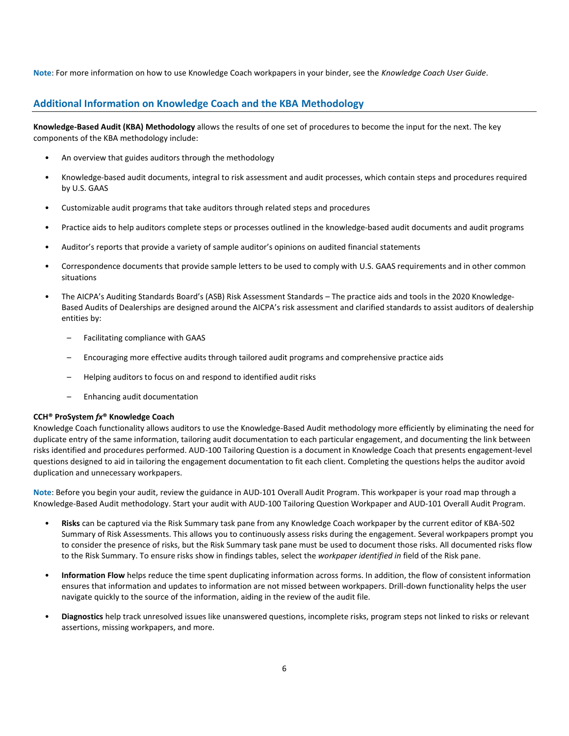**Note**: For more information on how to use Knowledge Coach workpapers in your binder, see the *Knowledge Coach User Guide*.

## Additional Information on Knowledge Coach and the KBA Methodology

**Knowledge-Based Audit (KBA) Methodology** allows the results of one set of procedures to become the input for the next. The key components of the KBA methodology include:

- An overview that guides auditors through the methodology
- Knowledge-based audit documents, integral to risk assessment and audit processes, which contain steps and procedures required by U.S. GAAS
- Customizable audit programs that take auditors through related steps and procedures
- Practice aids to help auditors complete steps or processes outlined in the knowledge-based audit documents and audit programs
- Auditor's reports that provide a variety of sample auditor's opinions on audited financial statements
- Correspondence documents that provide sample letters to be used to comply with U.S. GAAS requirements and in other common situations
- The AICPA's Auditing Standards Board's (ASB) Risk Assessment Standards – The practice aids and tools in the 2020 Knowledge-Based Audits of Dealerships are designed around the AICPA's risk assessment and clarified standards to assist auditors of dealership entities by:
  - Facilitating compliance with GAAS
  - Encouraging more effective audits through tailored audit programs and comprehensive practice aids
  - Helping auditors to focus on and respond to identified audit risks
  - Enhancing audit documentation

**CCH® ProSystem *fx*® Knowledge Coach**
Knowledge Coach functionality allows auditors to use the Knowledge-Based Audit methodology more efficiently by eliminating the need for duplicate entry of the same information, tailoring audit documentation to each particular engagement, and documenting the link between risks identified and procedures performed. AUD-100 Tailoring Question is a document in Knowledge Coach that presents engagement-level questions designed to aid in tailoring the engagement documentation to fit each client. Completing the questions helps the auditor avoid duplication and unnecessary workpapers.

**Note**: Before you begin your audit, review the guidance in AUD-101 Overall Audit Program. This workpaper is your road map through a Knowledge-Based Audit methodology. Start your audit with AUD-100 Tailoring Question Workpaper and AUD-101 Overall Audit Program.

- **Risks** can be captured via the Risk Summary task pane from any Knowledge Coach workpaper by the current editor of KBA-502 Summary of Risk Assessments. This allows you to continuously assess risks during the engagement. Several workpapers prompt you to consider the presence of risks, but the Risk Summary task pane must be used to document those risks. All documented risks flow to the Risk Summary. To ensure risks show in findings tables, select the *workpaper identified in* field of the Risk pane.
- **Information Flow** helps reduce the time spent duplicating information across forms. In addition, the flow of consistent information ensures that information and updates to information are not missed between workpapers. Drill-down functionality helps the user navigate quickly to the source of the information, aiding in the review of the audit file.
- **Diagnostics** help track unresolved issues like unanswered questions, incomplete risks, program steps not linked to risks or relevant assertions, missing workpapers, and more.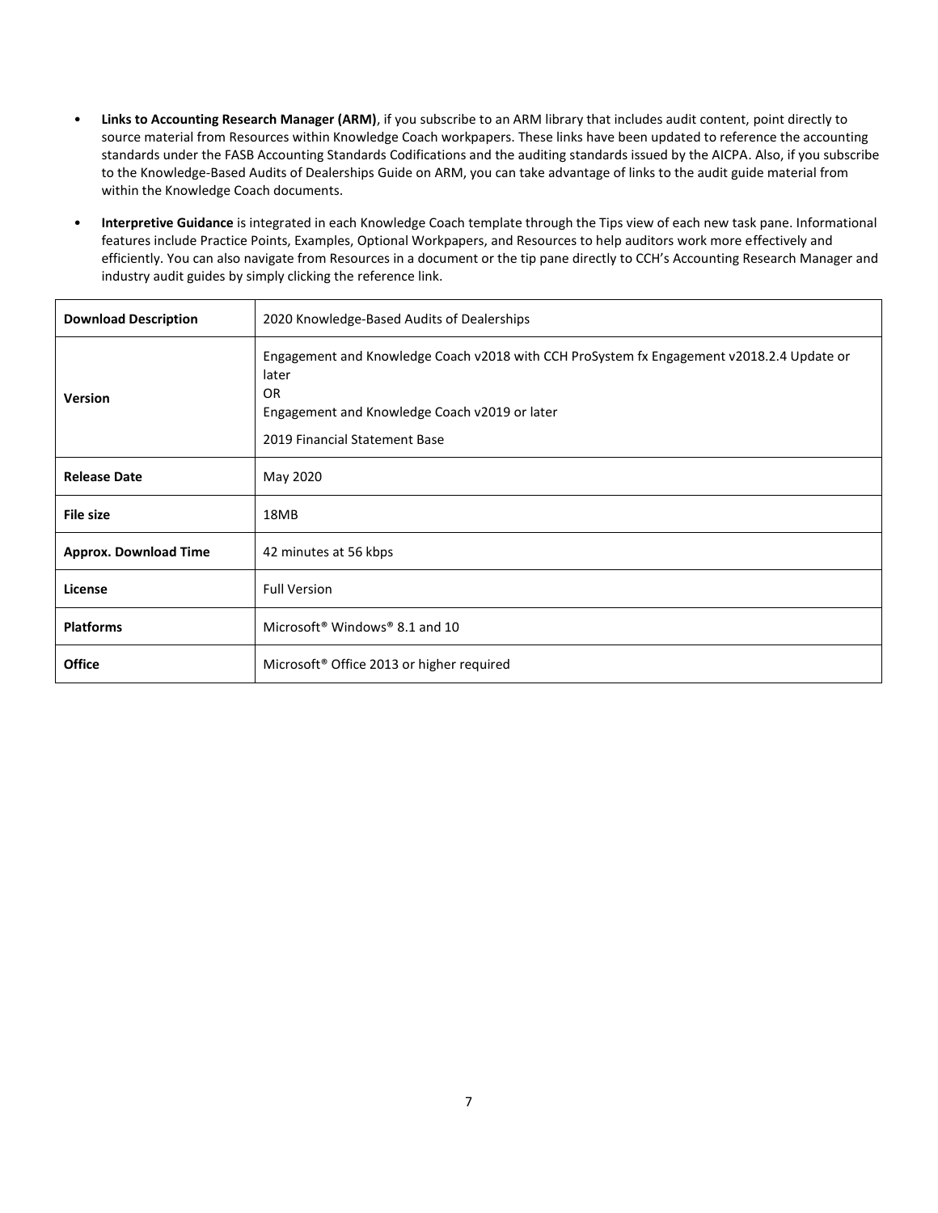- **Links to Accounting Research Manager (ARM)**, if you subscribe to an ARM library that includes audit content, point directly to source material from Resources within Knowledge Coach workpapers. These links have been updated to reference the accounting standards under the FASB Accounting Standards Codifications and the auditing standards issued by the AICPA. Also, if you subscribe to the Knowledge-Based Audits of Dealerships Guide on ARM, you can take advantage of links to the audit guide material from within the Knowledge Coach documents.

- **Interpretive Guidance** is integrated in each Knowledge Coach template through the Tips view of each new task pane. Informational features include Practice Points, Examples, Optional Workpapers, and Resources to help auditors work more effectively and efficiently. You can also navigate from Resources in a document or the tip pane directly to CCH's Accounting Research Manager and industry audit guides by simply clicking the reference link.

| | |
|---|---|
| **Download Description** | 2020 Knowledge-Based Audits of Dealerships |
| **Version** | Engagement and Knowledge Coach v2018 with CCH ProSystem fx Engagement v2018.2.4 Update or later<br>OR<br>Engagement and Knowledge Coach v2019 or later<br>2019 Financial Statement Base |
| **Release Date** | May 2020 |
| **File size** | 18MB |
| **Approx. Download Time** | 42 minutes at 56 kbps |
| **License** | Full Version |
| **Platforms** | Microsoft® Windows® 8.1 and 10 |
| **Office** | Microsoft® Office 2013 or higher required |